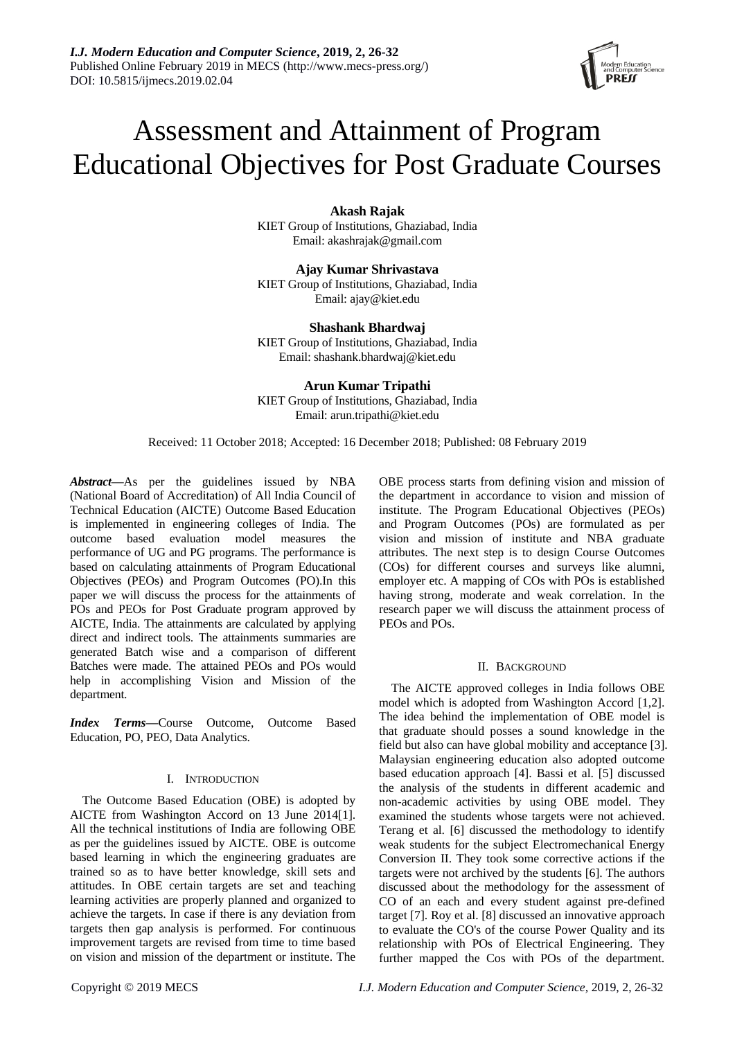# Assessment and Attainment of Program Educational Objectives for Post Graduate Courses

**Akash Rajak**
KIET Group of Institutions, Ghaziabad, India
Email: akashrajak@gmail.com

**Ajay Kumar Shrivastava**
KIET Group of Institutions, Ghaziabad, India
Email: ajay@kiet.edu

**Shashank Bhardwaj**
KIET Group of Institutions, Ghaziabad, India
Email: shashank.bhardwaj@kiet.edu

**Arun Kumar Tripathi**
KIET Group of Institutions, Ghaziabad, India
Email: arun.tripathi@kiet.edu

Received: 11 October 2018; Accepted: 16 December 2018; Published: 08 February 2019

***Abstract*—**As per the guidelines issued by NBA (National Board of Accreditation) of All India Council of Technical Education (AICTE) Outcome Based Education is implemented in engineering colleges of India. The outcome based evaluation model measures the performance of UG and PG programs. The performance is based on calculating attainments of Program Educational Objectives (PEOs) and Program Outcomes (PO).In this paper we will discuss the process for the attainments of POs and PEOs for Post Graduate program approved by AICTE, India. The attainments are calculated by applying direct and indirect tools. The attainments summaries are generated Batch wise and a comparison of different Batches were made. The attained PEOs and POs would help in accomplishing Vision and Mission of the department.

***Index Terms*—**Course Outcome, Outcome Based Education, PO, PEO, Data Analytics.

## I. Introduction

The Outcome Based Education (OBE) is adopted by AICTE from Washington Accord on 13 June 2014[1]. All the technical institutions of India are following OBE as per the guidelines issued by AICTE. OBE is outcome based learning in which the engineering graduates are trained so as to have better knowledge, skill sets and attitudes. In OBE certain targets are set and teaching learning activities are properly planned and organized to achieve the targets. In case if there is any deviation from targets then gap analysis is performed. For continuous improvement targets are revised from time to time based on vision and mission of the department or institute. The OBE process starts from defining vision and mission of the department in accordance to vision and mission of institute. The Program Educational Objectives (PEOs) and Program Outcomes (POs) are formulated as per vision and mission of institute and NBA graduate attributes. The next step is to design Course Outcomes (COs) for different courses and surveys like alumni, employer etc. A mapping of COs with POs is established having strong, moderate and weak correlation. In the research paper we will discuss the attainment process of PEOs and POs.

## II. Background

The AICTE approved colleges in India follows OBE model which is adopted from Washington Accord [1,2]. The idea behind the implementation of OBE model is that graduate should posses a sound knowledge in the field but also can have global mobility and acceptance [3]. Malaysian engineering education also adopted outcome based education approach [4]. Bassi et al. [5] discussed the analysis of the students in different academic and non-academic activities by using OBE model. They examined the students whose targets were not achieved. Terang et al. [6] discussed the methodology to identify weak students for the subject Electromechanical Energy Conversion II. They took some corrective actions if the targets were not archived by the students [6]. The authors discussed about the methodology for the assessment of CO of an each and every student against pre-defined target [7]. Roy et al. [8] discussed an innovative approach to evaluate the CO's of the course Power Quality and its relationship with POs of Electrical Engineering. They further mapped the Cos with POs of the department.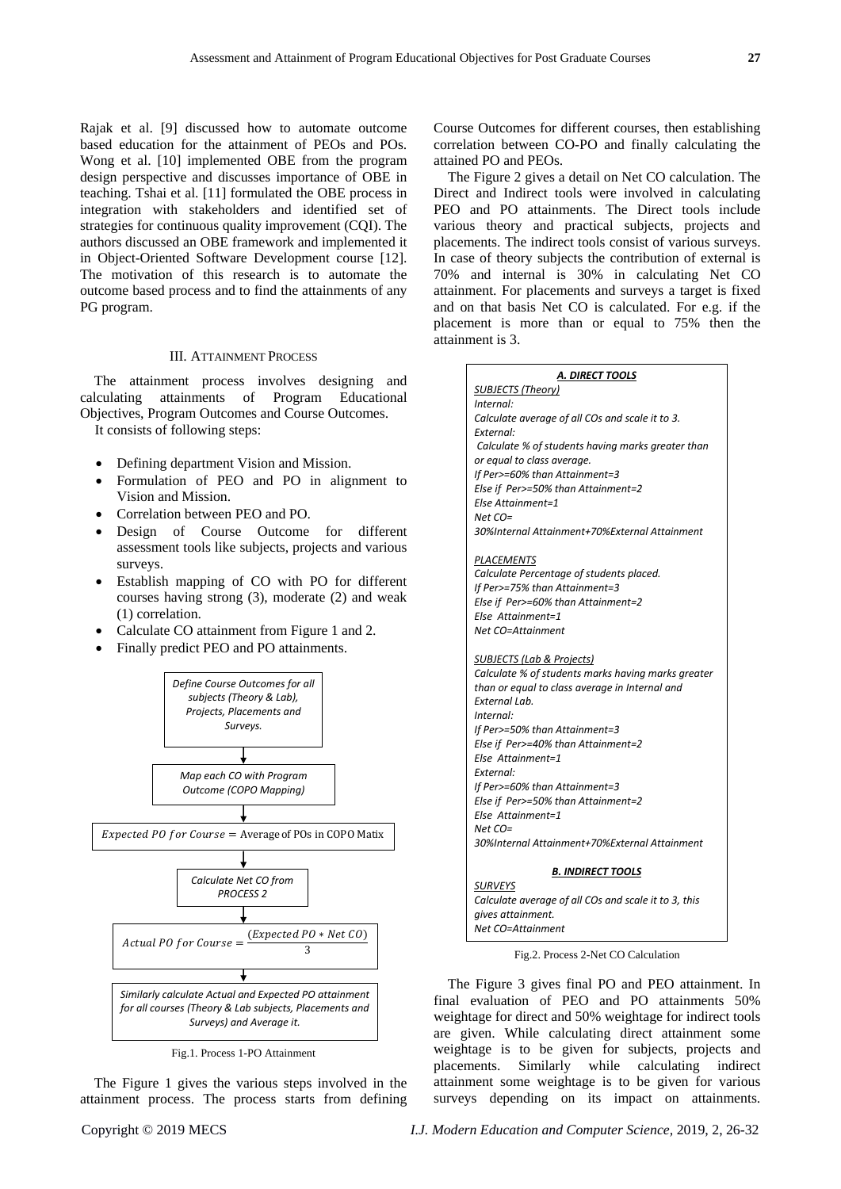Rajak et al. [9] discussed how to automate outcome based education for the attainment of PEOs and POs. Wong et al. [10] implemented OBE from the program design perspective and discusses importance of OBE in teaching. Tshai et al. [11] formulated the OBE process in integration with stakeholders and identified set of strategies for continuous quality improvement (CQI). The authors discussed an OBE framework and implemented it in Object-Oriented Software Development course [12]. The motivation of this research is to automate the outcome based process and to find the attainments of any PG program.

## III. Attainment Process

The attainment process involves designing and calculating attainments of Program Educational Objectives, Program Outcomes and Course Outcomes.

It consists of following steps:

- Defining department Vision and Mission.
- Formulation of PEO and PO in alignment to Vision and Mission.
- Correlation between PEO and PO.
- Design of Course Outcome for different assessment tools like subjects, projects and various surveys.
- Establish mapping of CO with PO for different courses having strong (3), moderate (2) and weak (1) correlation.
- Calculate CO attainment from Figure 1 and 2.
- Finally predict PEO and PO attainments.

*Define Course Outcomes for all subjects (Theory & Lab), Projects, Placements and Surveys.*

↓

*Map each CO with Program Outcome (COPO Mapping)*

↓

$Expected\ PO\ for\ Course = \text{Average of POs in COPO Matix}$

↓

*Calculate Net CO from PROCESS 2*

↓

$$Actual\ PO\ for\ Course = \frac{(Expected\ PO * Net\ CO)}{3}$$

↓

*Similarly calculate Actual and Expected PO attainment for all courses (Theory & Lab subjects, Placements and Surveys) and Average it.*

Fig.1. Process 1-PO Attainment

The Figure 1 gives the various steps involved in the attainment process. The process starts from defining Course Outcomes for different courses, then establishing correlation between CO-PO and finally calculating the attained PO and PEOs.

The Figure 2 gives a detail on Net CO calculation. The Direct and Indirect tools were involved in calculating PEO and PO attainments. The Direct tools include various theory and practical subjects, projects and placements. The indirect tools consist of various surveys. In case of theory subjects the contribution of external is 70% and internal is 30% in calculating Net CO attainment. For placements and surveys a target is fixed and on that basis Net CO is calculated. For e.g. if the placement is more than or equal to 75% then the attainment is 3.

***A. DIRECT TOOLS***

*SUBJECTS (Theory)*
*Internal:*
*Calculate average of all COs and scale it to 3.*
*External:*
*Calculate % of students having marks greater than or equal to class average.*
*If Per>=60% than Attainment=3*
*Else if Per>=50% than Attainment=2*
*Else Attainment=1*
*Net CO=*
*30%Internal Attainment+70%External Attainment*

*PLACEMENTS*
*Calculate Percentage of students placed.*
*If Per>=75% than Attainment=3*
*Else if Per>=60% than Attainment=2*
*Else Attainment=1*
*Net CO=Attainment*

*SUBJECTS (Lab & Projects)*
*Calculate % of students marks having marks greater than or equal to class average in Internal and External Lab.*
*Internal:*
*If Per>=50% than Attainment=3*
*Else if Per>=40% than Attainment=2*
*Else Attainment=1*
*External:*
*If Per>=60% than Attainment=3*
*Else if Per>=50% than Attainment=2*
*Else Attainment=1*
*Net CO=*
*30%Internal Attainment+70%External Attainment*

***B. INDIRECT TOOLS***

*SURVEYS*
*Calculate average of all COs and scale it to 3, this gives attainment.*
*Net CO=Attainment*

Fig.2. Process 2-Net CO Calculation

The Figure 3 gives final PO and PEO attainment. In final evaluation of PEO and PO attainments 50% weightage for direct and 50% weightage for indirect tools are given. While calculating direct attainment some weightage is to be given for subjects, projects and placements. Similarly while calculating indirect attainment some weightage is to be given for various surveys depending on its impact on attainments.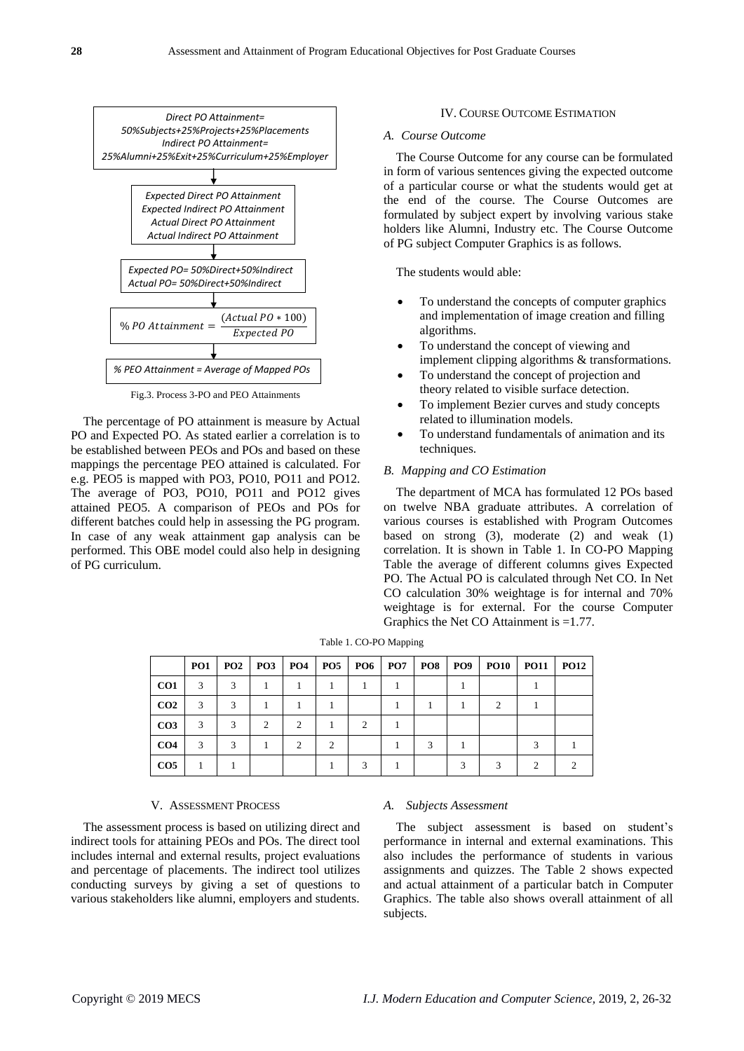Direct PO Attainment= 50%Subjects+25%Projects+25%Placements
Indirect PO Attainment= 25%Alumni+25%Exit+25%Curriculum+25%Employer

↓

Expected Direct PO Attainment
Expected Indirect PO Attainment
Actual Direct PO Attainment
Actual Indirect PO Attainment

↓

Expected PO= 50%Direct+50%Indirect
Actual PO= 50%Direct+50%Indirect

↓

$$\% \, PO \; Attainment = \frac{(Actual \; PO * 100)}{Expected \; PO}$$

↓

% PEO Attainment = Average of Mapped POs

Fig.3. Process 3-PO and PEO Attainments

The percentage of PO attainment is measure by Actual PO and Expected PO. As stated earlier a correlation is to be established between PEOs and POs and based on these mappings the percentage PEO attained is calculated. For e.g. PEO5 is mapped with PO3, PO10, PO11 and PO12. The average of PO3, PO10, PO11 and PO12 gives attained PEO5. A comparison of PEOs and POs for different batches could help in assessing the PG program. In case of any weak attainment gap analysis can be performed. This OBE model could also help in designing of PG curriculum.

## IV. Course Outcome Estimation

### A. Course Outcome

The Course Outcome for any course can be formulated in form of various sentences giving the expected outcome of a particular course or what the students would get at the end of the course. The Course Outcomes are formulated by subject expert by involving various stake holders like Alumni, Industry etc. The Course Outcome of PG subject Computer Graphics is as follows.

The students would able:

- To understand the concepts of computer graphics and implementation of image creation and filling algorithms.
- To understand the concept of viewing and implement clipping algorithms & transformations.
- To understand the concept of projection and theory related to visible surface detection.
- To implement Bezier curves and study concepts related to illumination models.
- To understand fundamentals of animation and its techniques.

### B. Mapping and CO Estimation

The department of MCA has formulated 12 POs based on twelve NBA graduate attributes. A correlation of various courses is established with Program Outcomes based on strong (3), moderate (2) and weak (1) correlation. It is shown in Table 1. In CO-PO Mapping Table the average of different columns gives Expected PO. The Actual PO is calculated through Net CO. In Net CO calculation 30% weightage is for internal and 70% weightage is for external. For the course Computer Graphics the Net CO Attainment is =1.77.

Table 1. CO-PO Mapping

| | PO1 | PO2 | PO3 | PO4 | PO5 | PO6 | PO7 | PO8 | PO9 | PO10 | PO11 | PO12 |
|---|---|---|---|---|---|---|---|---|---|---|---|---|
| CO1 | 3 | 3 | 1 | 1 | 1 | 1 | 1 | | 1 | | 1 | |
| CO2 | 3 | 3 | 1 | 1 | 1 | | 1 | 1 | 1 | 2 | 1 | |
| CO3 | 3 | 3 | 2 | 2 | 1 | 2 | 1 | | | | | |
| CO4 | 3 | 3 | 1 | 2 | 2 | | 1 | 3 | 1 | | 3 | 1 |
| CO5 | 1 | 1 | | | 1 | 3 | 1 | | 3 | 3 | 2 | 2 |

## V. Assessment Process

The assessment process is based on utilizing direct and indirect tools for attaining PEOs and POs. The direct tool includes internal and external results, project evaluations and percentage of placements. The indirect tool utilizes conducting surveys by giving a set of questions to various stakeholders like alumni, employers and students.

### A. Subjects Assessment

The subject assessment is based on student's performance in internal and external examinations. This also includes the performance of students in various assignments and quizzes. The Table 2 shows expected and actual attainment of a particular batch in Computer Graphics. The table also shows overall attainment of all subjects.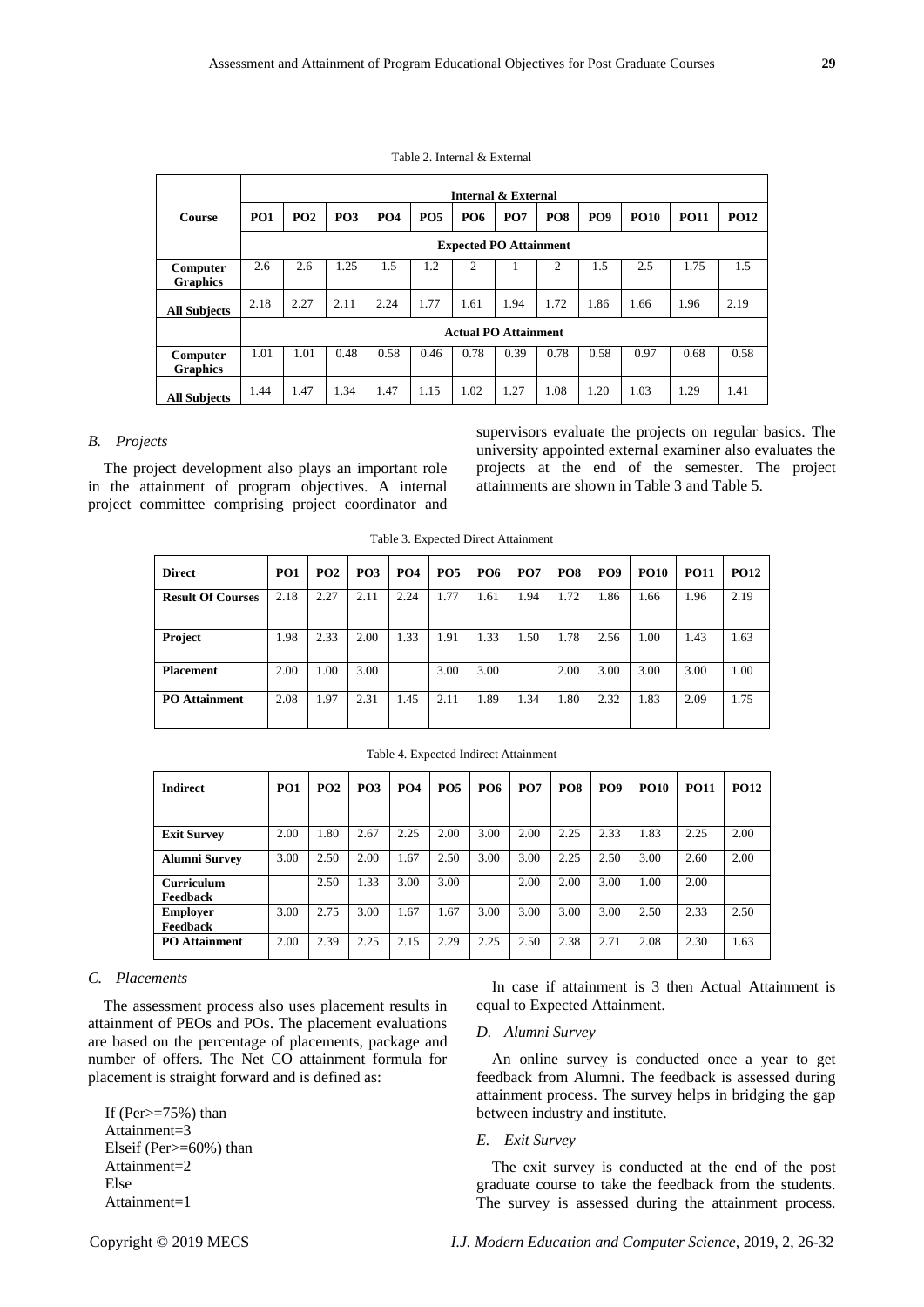Table 2. Internal & External

| Course | Internal & External | | | | | | | | | | | |
|---|---|---|---|---|---|---|---|---|---|---|---|---|
| | **PO1** | **PO2** | **PO3** | **PO4** | **PO5** | **PO6** | **PO7** | **PO8** | **PO9** | **PO10** | **PO11** | **PO12** |
| | **Expected PO Attainment** | | | | | | | | | | | |
| **Computer Graphics** | 2.6 | 2.6 | 1.25 | 1.5 | 1.2 | 2 | 1 | 2 | 1.5 | 2.5 | 1.75 | 1.5 |
| **All Subjects** | 2.18 | 2.27 | 2.11 | 2.24 | 1.77 | 1.61 | 1.94 | 1.72 | 1.86 | 1.66 | 1.96 | 2.19 |
| | **Actual PO Attainment** | | | | | | | | | | | |
| **Computer Graphics** | 1.01 | 1.01 | 0.48 | 0.58 | 0.46 | 0.78 | 0.39 | 0.78 | 0.58 | 0.97 | 0.68 | 0.58 |
| **All Subjects** | 1.44 | 1.47 | 1.34 | 1.47 | 1.15 | 1.02 | 1.27 | 1.08 | 1.20 | 1.03 | 1.29 | 1.41 |

### *B. Projects*

The project development also plays an important role in the attainment of program objectives. A internal project committee comprising project coordinator and supervisors evaluate the projects on regular basics. The university appointed external examiner also evaluates the projects at the end of the semester. The project attainments are shown in Table 3 and Table 5.

Table 3. Expected Direct Attainment

| **Direct** | **PO1** | **PO2** | **PO3** | **PO4** | **PO5** | **PO6** | **PO7** | **PO8** | **PO9** | **PO10** | **PO11** | **PO12** |
|---|---|---|---|---|---|---|---|---|---|---|---|---|
| **Result Of Courses** | 2.18 | 2.27 | 2.11 | 2.24 | 1.77 | 1.61 | 1.94 | 1.72 | 1.86 | 1.66 | 1.96 | 2.19 |
| **Project** | 1.98 | 2.33 | 2.00 | 1.33 | 1.91 | 1.33 | 1.50 | 1.78 | 2.56 | 1.00 | 1.43 | 1.63 |
| **Placement** | 2.00 | 1.00 | 3.00 | | 3.00 | 3.00 | | 2.00 | 3.00 | 3.00 | 3.00 | 1.00 |
| **PO Attainment** | 2.08 | 1.97 | 2.31 | 1.45 | 2.11 | 1.89 | 1.34 | 1.80 | 2.32 | 1.83 | 2.09 | 1.75 |

Table 4. Expected Indirect Attainment

| **Indirect** | **PO1** | **PO2** | **PO3** | **PO4** | **PO5** | **PO6** | **PO7** | **PO8** | **PO9** | **PO10** | **PO11** | **PO12** |
|---|---|---|---|---|---|---|---|---|---|---|---|---|
| **Exit Survey** | 2.00 | 1.80 | 2.67 | 2.25 | 2.00 | 3.00 | 2.00 | 2.25 | 2.33 | 1.83 | 2.25 | 2.00 |
| **Alumni Survey** | 3.00 | 2.50 | 2.00 | 1.67 | 2.50 | 3.00 | 3.00 | 2.25 | 2.50 | 3.00 | 2.60 | 2.00 |
| **Curriculum Feedback** | | 2.50 | 1.33 | 3.00 | 3.00 | | 2.00 | 2.00 | 3.00 | 1.00 | 2.00 | |
| **Employer Feedback** | 3.00 | 2.75 | 3.00 | 1.67 | 1.67 | 3.00 | 3.00 | 3.00 | 3.00 | 2.50 | 2.33 | 2.50 |
| **PO Attainment** | 2.00 | 2.39 | 2.25 | 2.15 | 2.29 | 2.25 | 2.50 | 2.38 | 2.71 | 2.08 | 2.30 | 1.63 |

### *C. Placements*

The assessment process also uses placement results in attainment of PEOs and POs. The placement evaluations are based on the percentage of placements, package and number of offers. The Net CO attainment formula for placement is straight forward and is defined as:

```
If (Per>=75%) than
Attainment=3
Elseif (Per>=60%) than
Attainment=2
Else
Attainment=1
```

In case if attainment is 3 then Actual Attainment is equal to Expected Attainment.

### *D. Alumni Survey*

An online survey is conducted once a year to get feedback from Alumni. The feedback is assessed during attainment process. The survey helps in bridging the gap between industry and institute.

### *E. Exit Survey*

The exit survey is conducted at the end of the post graduate course to take the feedback from the students. The survey is assessed during the attainment process.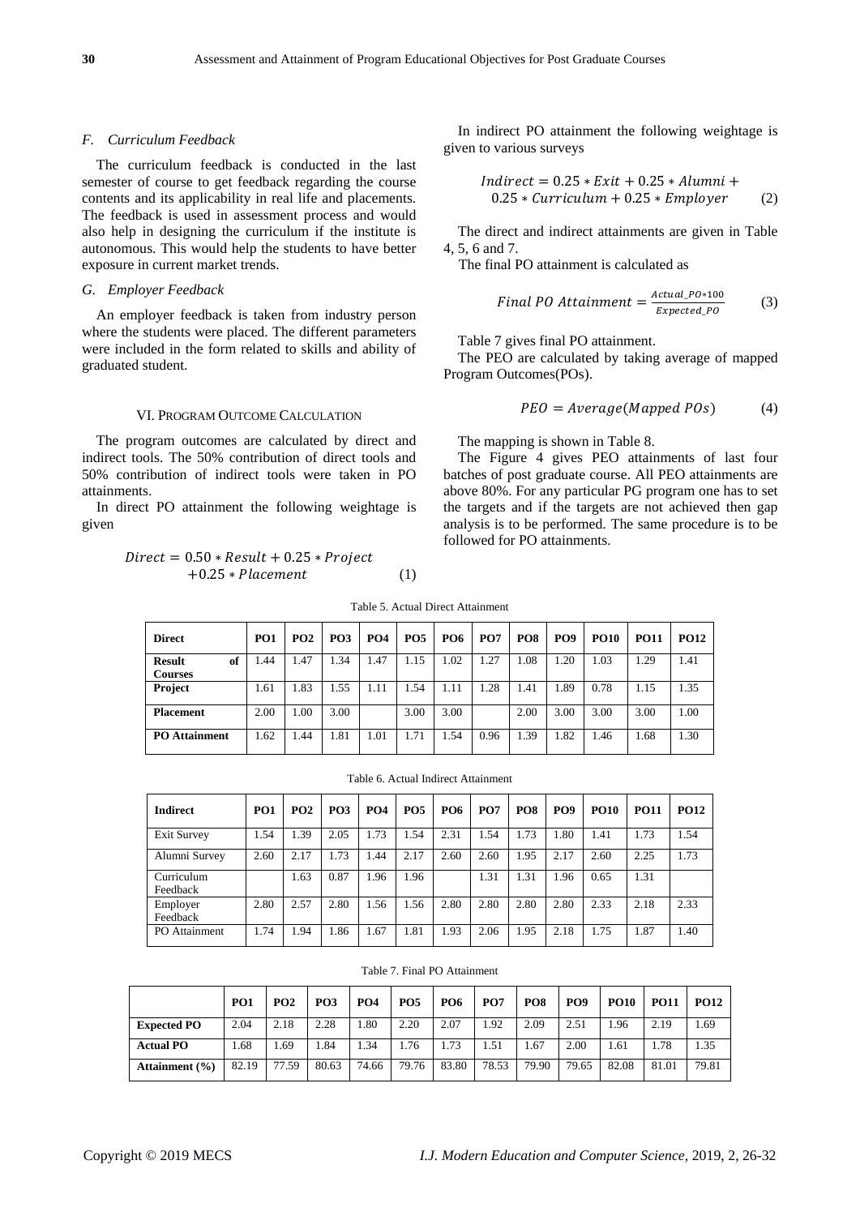### F. Curriculum Feedback

The curriculum feedback is conducted in the last semester of course to get feedback regarding the course contents and its applicability in real life and placements. The feedback is used in assessment process and would also help in designing the curriculum if the institute is autonomous. This would help the students to have better exposure in current market trends.

### G. Employer Feedback

An employer feedback is taken from industry person where the students were placed. The different parameters were included in the form related to skills and ability of graduated student.

## VI. Program Outcome Calculation

The program outcomes are calculated by direct and indirect tools. The 50% contribution of direct tools and 50% contribution of indirect tools were taken in PO attainments.

In direct PO attainment the following weightage is given

$$Direct = 0.50 * Result + 0.25 * Project + 0.25 * Placement \quad (1)$$

In indirect PO attainment the following weightage is given to various surveys

$$Indirect = 0.25 * Exit + 0.25 * Alumni + 0.25 * Curriculum + 0.25 * Employer \quad (2)$$

The direct and indirect attainments are given in Table 4, 5, 6 and 7.

The final PO attainment is calculated as

$$Final\ PO\ Attainment = \frac{Actual\_PO * 100}{Expected\_PO} \quad (3)$$

Table 7 gives final PO attainment.

The PEO are calculated by taking average of mapped Program Outcomes(POs).

$$PEO = Average(Mapped\ POs) \quad (4)$$

The mapping is shown in Table 8.

The Figure 4 gives PEO attainments of last four batches of post graduate course. All PEO attainments are above 80%. For any particular PG program one has to set the targets and if the targets are not achieved then gap analysis is to be performed. The same procedure is to be followed for PO attainments.

Table 5. Actual Direct Attainment

| Direct | PO1 | PO2 | PO3 | PO4 | PO5 | PO6 | PO7 | PO8 | PO9 | PO10 | PO11 | PO12 |
|---|---|---|---|---|---|---|---|---|---|---|---|---|
| **Result of Courses** | 1.44 | 1.47 | 1.34 | 1.47 | 1.15 | 1.02 | 1.27 | 1.08 | 1.20 | 1.03 | 1.29 | 1.41 |
| **Project** | 1.61 | 1.83 | 1.55 | 1.11 | 1.54 | 1.11 | 1.28 | 1.41 | 1.89 | 0.78 | 1.15 | 1.35 |
| **Placement** | 2.00 | 1.00 | 3.00 | | 3.00 | 3.00 | | 2.00 | 3.00 | 3.00 | 3.00 | 1.00 |
| **PO Attainment** | 1.62 | 1.44 | 1.81 | 1.01 | 1.71 | 1.54 | 0.96 | 1.39 | 1.82 | 1.46 | 1.68 | 1.30 |

Table 6. Actual Indirect Attainment

| Indirect | PO1 | PO2 | PO3 | PO4 | PO5 | PO6 | PO7 | PO8 | PO9 | PO10 | PO11 | PO12 |
|---|---|---|---|---|---|---|---|---|---|---|---|---|
| Exit Survey | 1.54 | 1.39 | 2.05 | 1.73 | 1.54 | 2.31 | 1.54 | 1.73 | 1.80 | 1.41 | 1.73 | 1.54 |
| Alumni Survey | 2.60 | 2.17 | 1.73 | 1.44 | 2.17 | 2.60 | 2.60 | 1.95 | 2.17 | 2.60 | 2.25 | 1.73 |
| Curriculum Feedback | | 1.63 | 0.87 | 1.96 | 1.96 | | 1.31 | 1.31 | 1.96 | 0.65 | 1.31 | |
| Employer Feedback | 2.80 | 2.57 | 2.80 | 1.56 | 1.56 | 2.80 | 2.80 | 2.80 | 2.80 | 2.33 | 2.18 | 2.33 |
| PO Attainment | 1.74 | 1.94 | 1.86 | 1.67 | 1.81 | 1.93 | 2.06 | 1.95 | 2.18 | 1.75 | 1.87 | 1.40 |

Table 7. Final PO Attainment

| | PO1 | PO2 | PO3 | PO4 | PO5 | PO6 | PO7 | PO8 | PO9 | PO10 | PO11 | PO12 |
|---|---|---|---|---|---|---|---|---|---|---|---|---|
| **Expected PO** | 2.04 | 2.18 | 2.28 | 1.80 | 2.20 | 2.07 | 1.92 | 2.09 | 2.51 | 1.96 | 2.19 | 1.69 |
| **Actual PO** | 1.68 | 1.69 | 1.84 | 1.34 | 1.76 | 1.73 | 1.51 | 1.67 | 2.00 | 1.61 | 1.78 | 1.35 |
| **Attainment (%)** | 82.19 | 77.59 | 80.63 | 74.66 | 79.76 | 83.80 | 78.53 | 79.90 | 79.65 | 82.08 | 81.01 | 79.81 |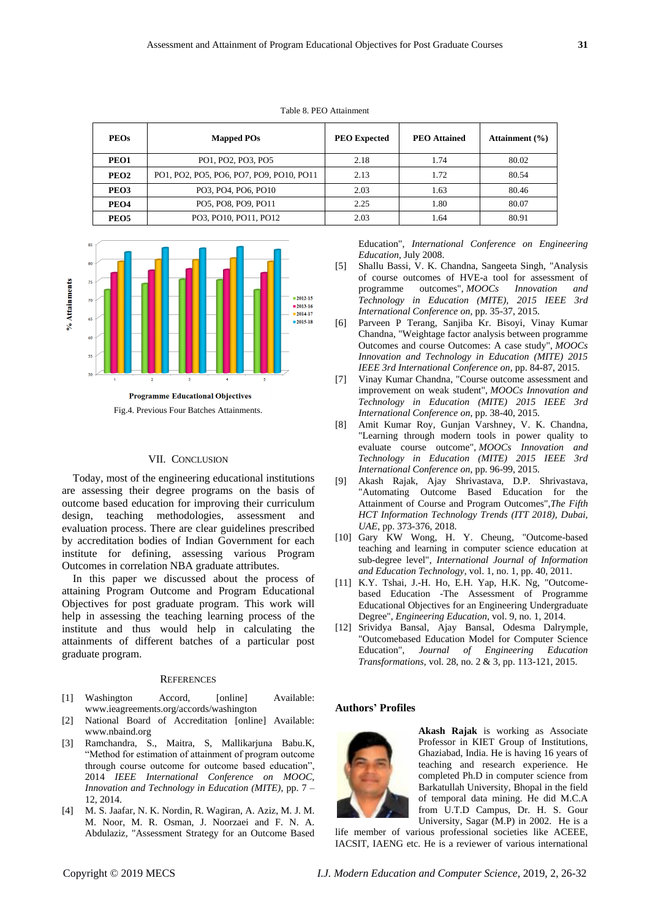Table 8. PEO Attainment

| PEOs | Mapped POs | PEO Expected | PEO Attained | Attainment (%) |
|---|---|---|---|---|
| PEO1 | PO1, PO2, PO3, PO5 | 2.18 | 1.74 | 80.02 |
| PEO2 | PO1, PO2, PO5, PO6, PO7, PO9, PO10, PO11 | 2.13 | 1.72 | 80.54 |
| PEO3 | PO3, PO4, PO6, PO10 | 2.03 | 1.63 | 80.46 |
| PEO4 | PO5, PO8, PO9, PO11 | 2.25 | 1.80 | 80.07 |
| PEO5 | PO3, PO10, PO11, PO12 | 2.03 | 1.64 | 80.91 |

Fig.4. Previous Four Batches Attainments.

## VII. Conclusion

Today, most of the engineering educational institutions are assessing their degree programs on the basis of outcome based education for improving their curriculum design, teaching methodologies, assessment and evaluation process. There are clear guidelines prescribed by accreditation bodies of Indian Government for each institute for defining, assessing various Program Outcomes in correlation NBA graduate attributes.

In this paper we discussed about the process of attaining Program Outcome and Program Educational Objectives for post graduate program. This work will help in assessing the teaching learning process of the institute and thus would help in calculating the attainments of different batches of a particular post graduate program.

## References

[1] Washington Accord, [online] Available: www.ieagreements.org/accords/washington

[2] National Board of Accreditation [online] Available: www.nbaind.org

[3] Ramchandra, S., Maitra, S, Mallikarjuna Babu.K, "Method for estimation of attainment of program outcome through course outcome for outcome based education", 2014 *IEEE International Conference on MOOC, Innovation and Technology in Education (MITE)*, pp. 7 – 12, 2014.

[4] M. S. Jaafar, N. K. Nordin, R. Wagiran, A. Aziz, M. J. M. M. Noor, M. R. Osman, J. Noorzaei and F. N. A. Abdulaziz, "Assessment Strategy for an Outcome Based Education", *International Conference on Engineering Education*, July 2008.

[5] Shallu Bassi, V. K. Chandna, Sangeeta Singh, "Analysis of course outcomes of HVE-a tool for assessment of programme outcomes", *MOOCs Innovation and Technology in Education (MITE), 2015 IEEE 3rd International Conference on*, pp. 35-37, 2015.

[6] Parveen P Terang, Sanjiba Kr. Bisoyi, Vinay Kumar Chandna, "Weightage factor analysis between programme Outcomes and course Outcomes: A case study", *MOOCs Innovation and Technology in Education (MITE) 2015 IEEE 3rd International Conference on*, pp. 84-87, 2015.

[7] Vinay Kumar Chandna, "Course outcome assessment and improvement on weak student", *MOOCs Innovation and Technology in Education (MITE) 2015 IEEE 3rd International Conference on*, pp. 38-40, 2015.

[8] Amit Kumar Roy, Gunjan Varshney, V. K. Chandna, "Learning through modern tools in power quality to evaluate course outcome", *MOOCs Innovation and Technology in Education (MITE) 2015 IEEE 3rd International Conference on*, pp. 96-99, 2015.

[9] Akash Rajak, Ajay Shrivastava, D.P. Shrivastava, "Automating Outcome Based Education for the Attainment of Course and Program Outcomes",*The Fifth HCT Information Technology Trends (ITT 2018), Dubai, UAE*, pp. 373-376, 2018.

[10] Gary KW Wong, H. Y. Cheung, "Outcome-based teaching and learning in computer science education at sub-degree level", *International Journal of Information and Education Technology*, vol. 1, no. 1, pp. 40, 2011.

[11] K.Y. Tshai, J.-H. Ho, E.H. Yap, H.K. Ng, "Outcome-based Education -The Assessment of Programme Educational Objectives for an Engineering Undergraduate Degree", *Engineering Education*, vol. 9, no. 1, 2014.

[12] Srividya Bansal, Ajay Bansal, Odesma Dalrymple, "Outcomebased Education Model for Computer Science Education", *Journal of Engineering Education Transformations*, vol. 28, no. 2 & 3, pp. 113-121, 2015.

## Authors' Profiles

**Akash Rajak** is working as Associate Professor in KIET Group of Institutions, Ghaziabad, India. He is having 16 years of teaching and research experience. He completed Ph.D in computer science from Barkatullah University, Bhopal in the field of temporal data mining. He did M.C.A from U.T.D Campus, Dr. H. S. Gour University, Sagar (M.P) in 2002. He is a life member of various professional societies like ACEEE, IACSIT, IAENG etc. He is a reviewer of various international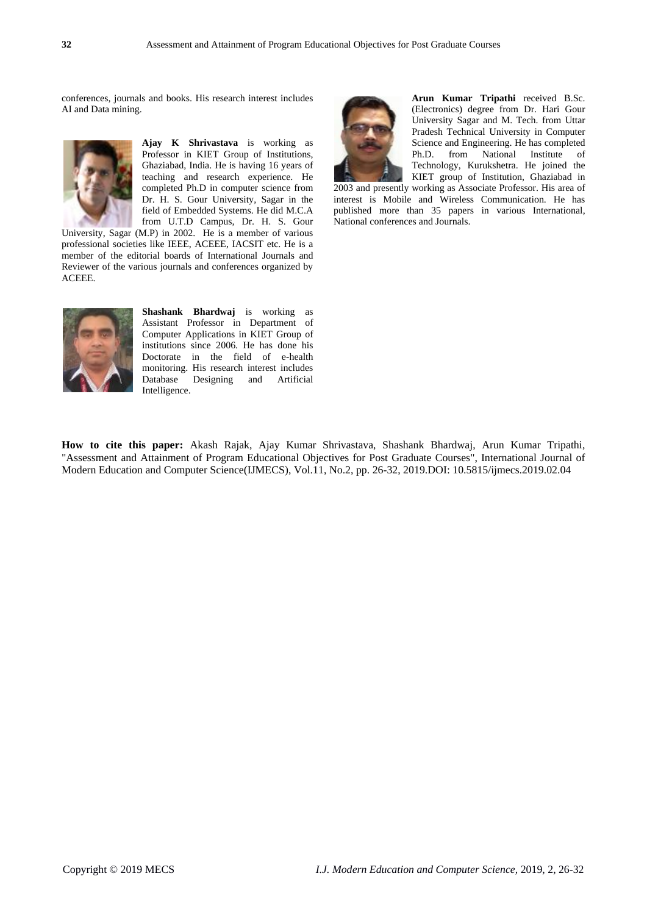conferences, journals and books. His research interest includes AI and Data mining.

**Ajay K Shrivastava** is working as Professor in KIET Group of Institutions, Ghaziabad, India. He is having 16 years of teaching and research experience. He completed Ph.D in computer science from Dr. H. S. Gour University, Sagar in the field of Embedded Systems. He did M.C.A from U.T.D Campus, Dr. H. S. Gour University, Sagar (M.P) in 2002. He is a member of various professional societies like IEEE, ACEEE, IACSIT etc. He is a member of the editorial boards of International Journals and Reviewer of the various journals and conferences organized by ACEEE.

**Shashank Bhardwaj** is working as Assistant Professor in Department of Computer Applications in KIET Group of institutions since 2006. He has done his Doctorate in the field of e-health monitoring. His research interest includes Database Designing and Artificial Intelligence.

**Arun Kumar Tripathi** received B.Sc. (Electronics) degree from Dr. Hari Gour University Sagar and M. Tech. from Uttar Pradesh Technical University in Computer Science and Engineering. He has completed Ph.D. from National Institute of Technology, Kurukshetra. He joined the KIET group of Institution, Ghaziabad in 2003 and presently working as Associate Professor. His area of interest is Mobile and Wireless Communication. He has published more than 35 papers in various International, National conferences and Journals.

**How to cite this paper:** Akash Rajak, Ajay Kumar Shrivastava, Shashank Bhardwaj, Arun Kumar Tripathi, "Assessment and Attainment of Program Educational Objectives for Post Graduate Courses", International Journal of Modern Education and Computer Science(IJMECS), Vol.11, No.2, pp. 26-32, 2019.DOI: 10.5815/ijmecs.2019.02.04